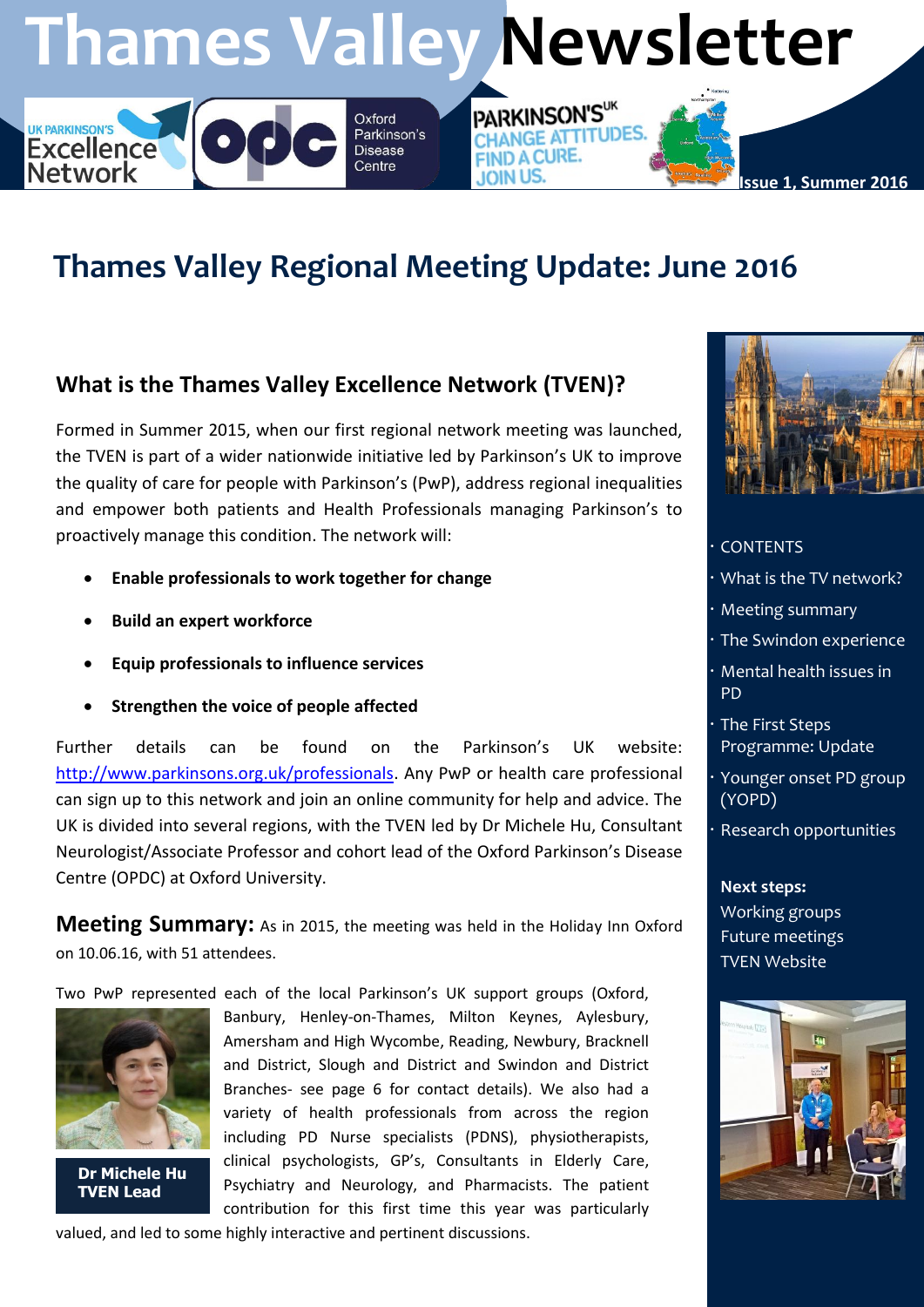# Thames Valley Newsletter

Issue 1, Summer 2016

## Thames Valley Regional Meeting Update: June 2016

### What is the Thames Valley Excellence Network (TVEN)?

Formed in Summer 2015, when our first regional network meeting was launched, the TVEN is part of a wider nationwide initiative led by Parkinson's UK to improve the quality of care for people with Parkinson's (PwP), address regional inequalities and empower both patients and Health Professionals managing Parkinson's to proactively manage this condition. The network will:

- **Enable professionals to work together for change**
- **Build an expert workforce**
- **Equip professionals to influence services**
- **Strengthen the voice of people affected**

Further details can be found on the Parkinson's UK website: http://www.parkinsons.org.uk/professionals. Any PwP or health care professional can sign up to this network and join an online community for help and advice. The UK is divided into several regions, with the TVEN led by Dr Michele Hu, Consultant Neurologist/Associate Professor and cohort lead of the Oxford Parkinson's Disease Centre (OPDC) at Oxford University.

**Meeting Summary:** As in 2015, the meeting was held in the Holiday Inn Oxford on 10.06.16, with 51 attendees.

Two PwP represented each of the local Parkinson's UK support groups (Oxford, Banbury, Henley-on-Thames, Milton Keynes, Aylesbury, Amersham and High Wycombe, Reading, Newbury, Bracknell and District, Slough and District and Swindon and District Branches- see page 6 for contact details). We also had a variety of health professionals from across the region including PD Nurse specialists (PDNS), physiotherapists, clinical psychologists, GP's, Consultants in Elderly Care, Psychiatry and Neurology, and Pharmacists. The patient contribution for this first time this year was particularly valued, and led to some highly interactive and pertinent discussions.

**Dr Michele Hu**
**TVEN Lead**

- CONTENTS
- What is the TV network?
- Meeting summary
- The Swindon experience
- Mental health issues in PD
- The First Steps Programme: Update
- Younger onset PD group (YOPD)
- Research opportunities

**Next steps:**
Working groups
Future meetings
TVEN Website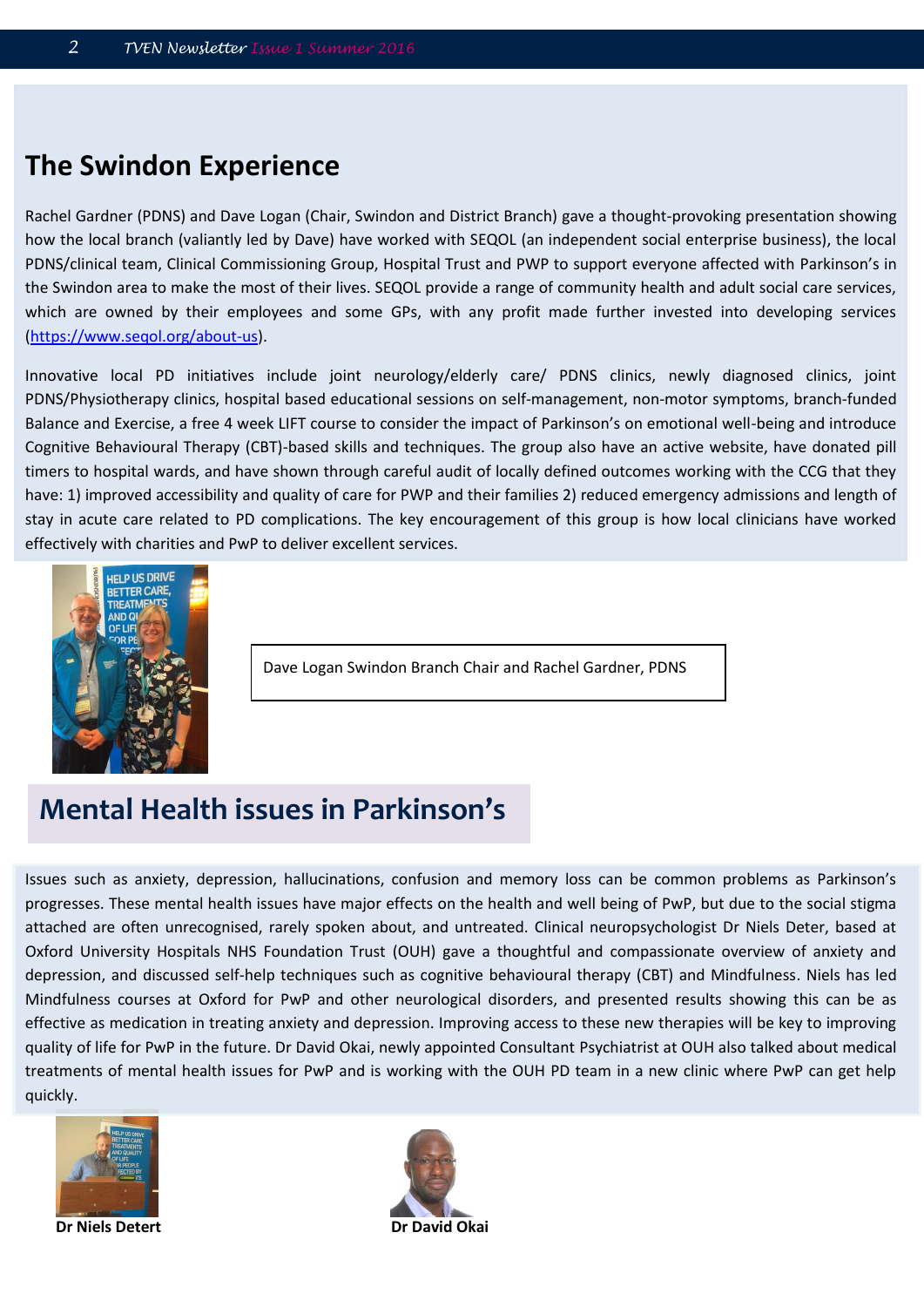## The Swindon Experience

Rachel Gardner (PDNS) and Dave Logan (Chair, Swindon and District Branch) gave a thought-provoking presentation showing how the local branch (valiantly led by Dave) have worked with SEQOL (an independent social enterprise business), the local PDNS/clinical team, Clinical Commissioning Group, Hospital Trust and PWP to support everyone affected with Parkinson's in the Swindon area to make the most of their lives. SEQOL provide a range of community health and adult social care services, which are owned by their employees and some GPs, with any profit made further invested into developing services (https://www.seqol.org/about-us).

Innovative local PD initiatives include joint neurology/elderly care/ PDNS clinics, newly diagnosed clinics, joint PDNS/Physiotherapy clinics, hospital based educational sessions on self-management, non-motor symptoms, branch-funded Balance and Exercise, a free 4 week LIFT course to consider the impact of Parkinson's on emotional well-being and introduce Cognitive Behavioural Therapy (CBT)-based skills and techniques. The group also have an active website, have donated pill timers to hospital wards, and have shown through careful audit of locally defined outcomes working with the CCG that they have: 1) improved accessibility and quality of care for PWP and their families 2) reduced emergency admissions and length of stay in acute care related to PD complications. The key encouragement of this group is how local clinicians have worked effectively with charities and PwP to deliver excellent services.

Dave Logan Swindon Branch Chair and Rachel Gardner, PDNS

## Mental Health issues in Parkinson's

Issues such as anxiety, depression, hallucinations, confusion and memory loss can be common problems as Parkinson's progresses. These mental health issues have major effects on the health and well being of PwP, but due to the social stigma attached are often unrecognised, rarely spoken about, and untreated. Clinical neuropsychologist Dr Niels Deter, based at Oxford University Hospitals NHS Foundation Trust (OUH) gave a thoughtful and compassionate overview of anxiety and depression, and discussed self-help techniques such as cognitive behavioural therapy (CBT) and Mindfulness. Niels has led Mindfulness courses at Oxford for PwP and other neurological disorders, and presented results showing this can be as effective as medication in treating anxiety and depression. Improving access to these new therapies will be key to improving quality of life for PwP in the future. Dr David Okai, newly appointed Consultant Psychiatrist at OUH also talked about medical treatments of mental health issues for PwP and is working with the OUH PD team in a new clinic where PwP can get help quickly.

**Dr Niels Detert**

**Dr David Okai**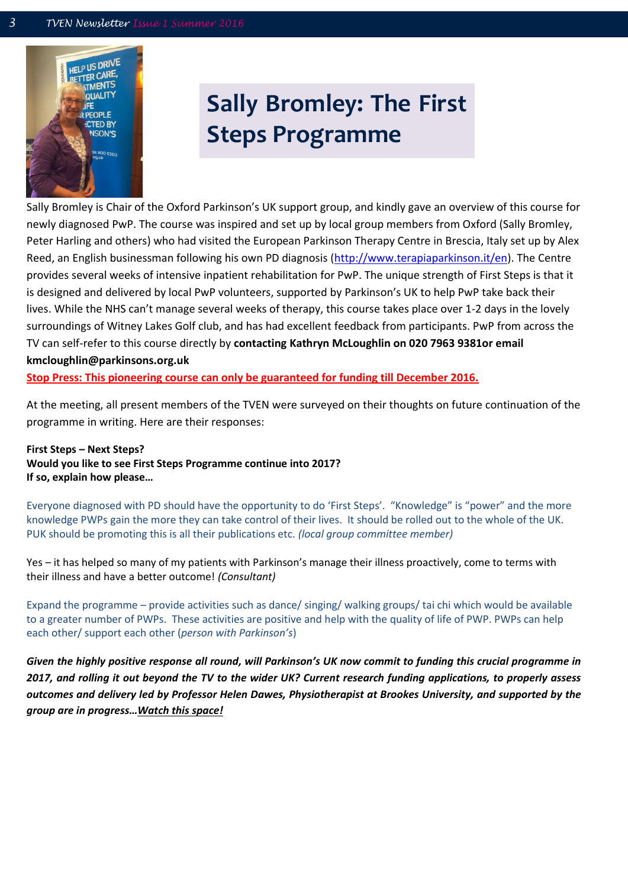# Sally Bromley: The First Steps Programme

Sally Bromley is Chair of the Oxford Parkinson's UK support group, and kindly gave an overview of this course for newly diagnosed PwP. The course was inspired and set up by local group members from Oxford (Sally Bromley, Peter Harling and others) who had visited the European Parkinson Therapy Centre in Brescia, Italy set up by Alex Reed, an English businessman following his own PD diagnosis (http://www.terapiaparkinson.it/en). The Centre provides several weeks of intensive inpatient rehabilitation for PwP. The unique strength of First Steps is that it is designed and delivered by local PwP volunteers, supported by Parkinson's UK to help PwP take back their lives. While the NHS can't manage several weeks of therapy, this course takes place over 1-2 days in the lovely surroundings of Witney Lakes Golf club, and has had excellent feedback from participants. PwP from across the TV can self-refer to this course directly by **contacting Kathryn McLoughlin on 020 7963 9381or email kmcloughlin@parkinsons.org.uk**

**Stop Press: This pioneering course can only be guaranteed for funding till December 2016.**

At the meeting, all present members of the TVEN were surveyed on their thoughts on future continuation of the programme in writing. Here are their responses:

**First Steps – Next Steps?**
**Would you like to see First Steps Programme continue into 2017?**
**If so, explain how please…**

Everyone diagnosed with PD should have the opportunity to do 'First Steps'. "Knowledge" is "power" and the more knowledge PWPs gain the more they can take control of their lives. It should be rolled out to the whole of the UK. PUK should be promoting this is all their publications etc. *(local group committee member)*

Yes – it has helped so many of my patients with Parkinson's manage their illness proactively, come to terms with their illness and have a better outcome! *(Consultant)*

Expand the programme – provide activities such as dance/ singing/ walking groups/ tai chi which would be available to a greater number of PWPs. These activities are positive and help with the quality of life of PWP. PWPs can help each other/ support each other (*person with Parkinson's*)

***Given the highly positive response all round, will Parkinson's UK now commit to funding this crucial programme in 2017, and rolling it out beyond the TV to the wider UK? Current research funding applications, to properly assess outcomes and delivery led by Professor Helen Dawes, Physiotherapist at Brookes University, and supported by the group are in progress…Watch this space!***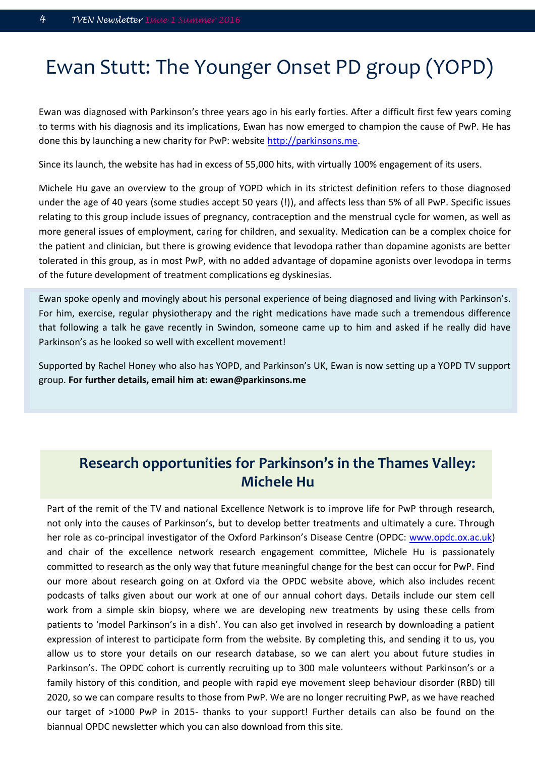# Ewan Stutt: The Younger Onset PD group (YOPD)

Ewan was diagnosed with Parkinson's three years ago in his early forties. After a difficult first few years coming to terms with his diagnosis and its implications, Ewan has now emerged to champion the cause of PwP. He has done this by launching a new charity for PwP: website http://parkinsons.me.

Since its launch, the website has had in excess of 55,000 hits, with virtually 100% engagement of its users.

Michele Hu gave an overview to the group of YOPD which in its strictest definition refers to those diagnosed under the age of 40 years (some studies accept 50 years (!)), and affects less than 5% of all PwP. Specific issues relating to this group include issues of pregnancy, contraception and the menstrual cycle for women, as well as more general issues of employment, caring for children, and sexuality. Medication can be a complex choice for the patient and clinician, but there is growing evidence that levodopa rather than dopamine agonists are better tolerated in this group, as in most PwP, with no added advantage of dopamine agonists over levodopa in terms of the future development of treatment complications eg dyskinesias.

Ewan spoke openly and movingly about his personal experience of being diagnosed and living with Parkinson's. For him, exercise, regular physiotherapy and the right medications have made such a tremendous difference that following a talk he gave recently in Swindon, someone came up to him and asked if he really did have Parkinson's as he looked so well with excellent movement!

Supported by Rachel Honey who also has YOPD, and Parkinson's UK, Ewan is now setting up a YOPD TV support group. **For further details, email him at: ewan@parkinsons.me**

## Research opportunities for Parkinson's in the Thames Valley: Michele Hu

Part of the remit of the TV and national Excellence Network is to improve life for PwP through research, not only into the causes of Parkinson's, but to develop better treatments and ultimately a cure. Through her role as co-principal investigator of the Oxford Parkinson's Disease Centre (OPDC: www.opdc.ox.ac.uk) and chair of the excellence network research engagement committee, Michele Hu is passionately committed to research as the only way that future meaningful change for the best can occur for PwP. Find our more about research going on at Oxford via the OPDC website above, which also includes recent podcasts of talks given about our work at one of our annual cohort days. Details include our stem cell work from a simple skin biopsy, where we are developing new treatments by using these cells from patients to 'model Parkinson's in a dish'. You can also get involved in research by downloading a patient expression of interest to participate form from the website. By completing this, and sending it to us, you allow us to store your details on our research database, so we can alert you about future studies in Parkinson's. The OPDC cohort is currently recruiting up to 300 male volunteers without Parkinson's or a family history of this condition, and people with rapid eye movement sleep behaviour disorder (RBD) till 2020, so we can compare results to those from PwP. We are no longer recruiting PwP, as we have reached our target of >1000 PwP in 2015- thanks to your support! Further details can also be found on the biannual OPDC newsletter which you can also download from this site.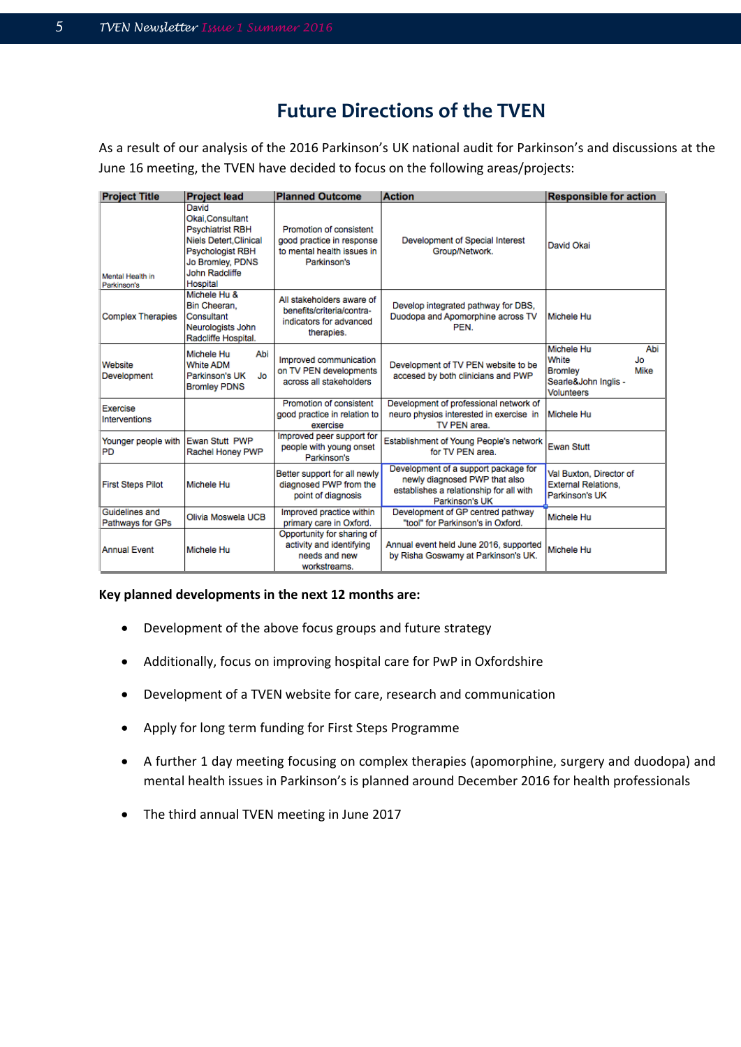# Future Directions of the TVEN

As a result of our analysis of the 2016 Parkinson's UK national audit for Parkinson's and discussions at the June 16 meeting, the TVEN have decided to focus on the following areas/projects:

| Project Title | Project lead | Planned Outcome | Action | Responsible for action |
|---|---|---|---|---|
| Mental Health in Parkinson's | David Okai, Consultant Psychiatrist RBH Niels Detert, Clinical Psychologist RBH Jo Bromley, PDNS John Radcliffe Hospital | Promotion of consistent good practice in response to mental health issues in Parkinson's | Development of Special Interest Group/Network. | David Okai |
| Complex Therapies | Michele Hu & Bin Cheeran, Consultant Neurologists John Radcliffe Hospital. | All stakeholders aware of benefits/criteria/contra-indicators for advanced therapies. | Develop integrated pathway for DBS, Duodopa and Apomorphine across TV PEN. | Michele Hu |
| Website Development | Michele Hu Abi White ADM Parkinson's UK Jo Bromley PDNS | Improved communication on TV PEN developments across all stakeholders | Development of TV PEN website to be accessed by both clinicians and PWP | Michele Hu Abi White Jo Bromley Mike Searle&John Inglis - Volunteers |
| Exercise Interventions | | Promotion of consistent good practice in relation to exercise | Development of professional network of neuro physios interested in exercise in TV PEN area. | Michele Hu |
| Younger people with PD | Ewan Stutt PWP Rachel Honey PWP | Improved peer support for people with young onset Parkinson's | Establishment of Young People's network for TV PEN area. | Ewan Stutt |
| First Steps Pilot | Michele Hu | Better support for all newly diagnosed PWP from the point of diagnosis | Development of a support package for newly diagnosed PWP that also establishes a relationship for all with Parkinson's UK | Val Buxton, Director of External Relations, Parkinson's UK |
| Guidelines and Pathways for GPs | Olivia Moswela UCB | Improved practice within primary care in Oxford. | Development of GP centred pathway "tool" for Parkinson's in Oxford. | Michele Hu |
| Annual Event | Michele Hu | Opportunity for sharing of activity and identifying needs and new workstreams. | Annual event held June 2016, supported by Risha Goswamy at Parkinson's UK. | Michele Hu |

**Key planned developments in the next 12 months are:**

- Development of the above focus groups and future strategy
- Additionally, focus on improving hospital care for PwP in Oxfordshire
- Development of a TVEN website for care, research and communication
- Apply for long term funding for First Steps Programme
- A further 1 day meeting focusing on complex therapies (apomorphine, surgery and duodopa) and mental health issues in Parkinson's is planned around December 2016 for health professionals
- The third annual TVEN meeting in June 2017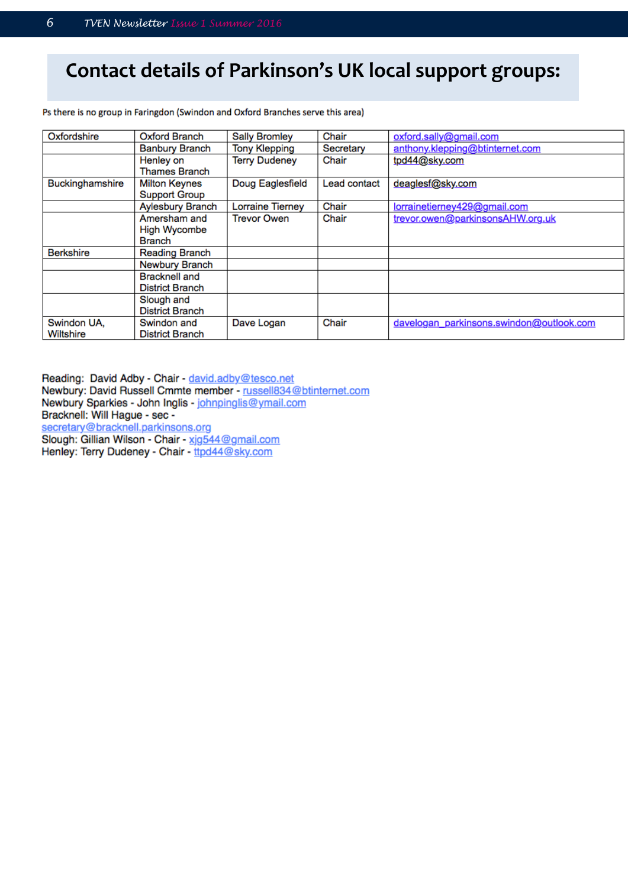# Contact details of Parkinson's UK local support groups:

Ps there is no group in Faringdon (Swindon and Oxford Branches serve this area)

| | | | | |
|---|---|---|---|---|
| Oxfordshire | Oxford Branch | Sally Bromley | Chair | oxford.sally@gmail.com |
| | Banbury Branch | Tony Klepping | Secretary | anthony.klepping@btinternet.com |
| | Henley on Thames Branch | Terry Dudeney | Chair | tpd44@sky.com |
| Buckinghamshire | Milton Keynes Support Group | Doug Eaglesfield | Lead contact | deaglesf@sky.com |
| | Aylesbury Branch | Lorraine Tierney | Chair | lorrainetierney429@gmail.com |
| | Amersham and High Wycombe Branch | Trevor Owen | Chair | trevor.owen@parkinsonsAHW.org.uk |
| Berkshire | Reading Branch | | | |
| | Newbury Branch | | | |
| | Bracknell and District Branch | | | |
| | Slough and District Branch | | | |
| Swindon UA, Wiltshire | Swindon and District Branch | Dave Logan | Chair | davelogan_parkinsons.swindon@outlook.com |

Reading: David Adby - Chair - david.adby@tesco.net
Newbury: David Russell Cmmte member - russell834@btinternet.com
Newbury Sparkies - John Inglis - johnpinglis@ymail.com
Bracknell: Will Hague - sec -
secretary@bracknell.parkinsons.org
Slough: Gillian Wilson - Chair - xjg544@gmail.com
Henley: Terry Dudeney - Chair - ttpd44@sky.com